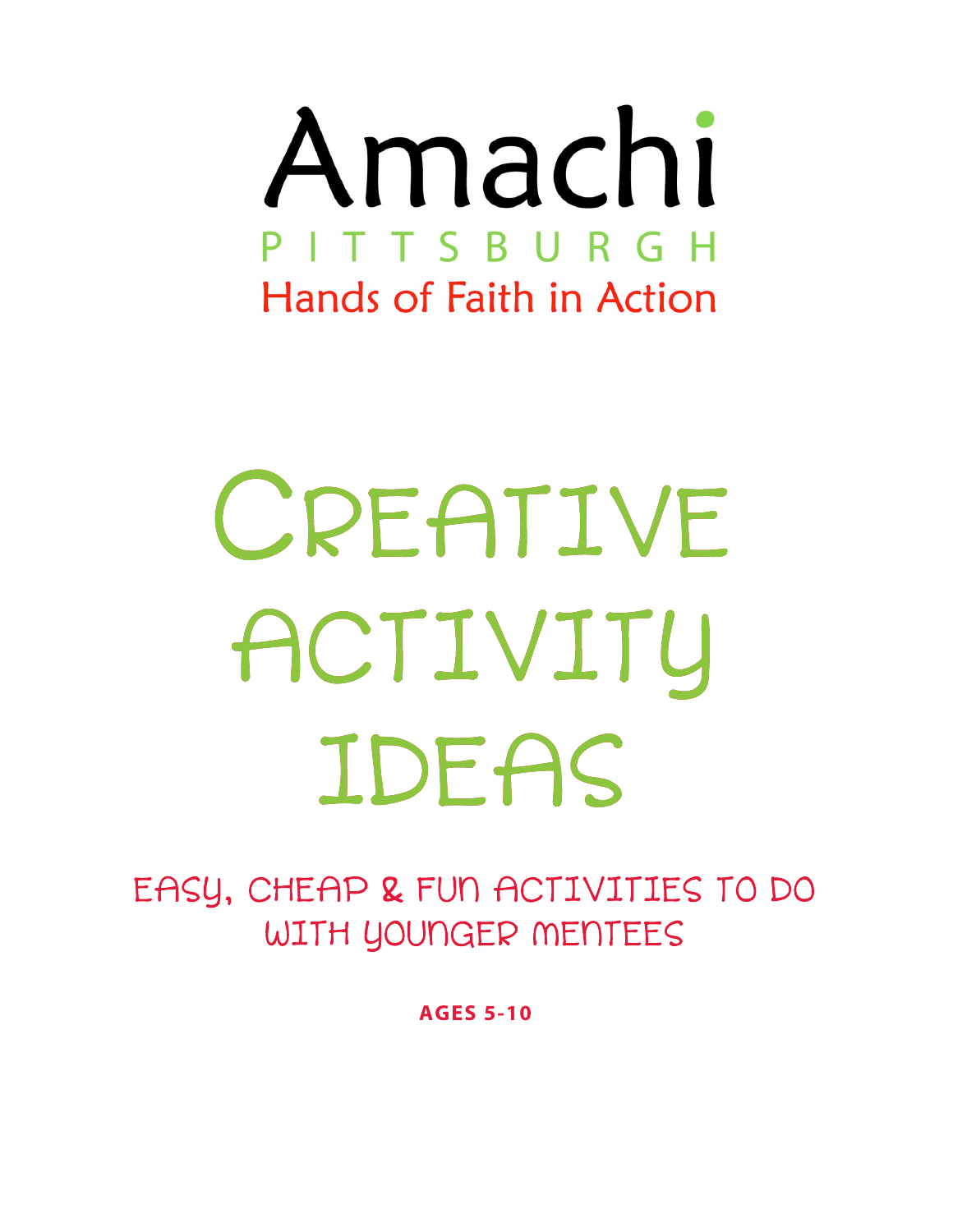# Amachi

PITTSBURGH

Hands of Faith in Action

# CREATIVE ACTIVITY IDEAS

EASY, CHEAP & FUN ACTIVITIES TO DO WITH YOUNGER MENTEES

**AGES 5-10**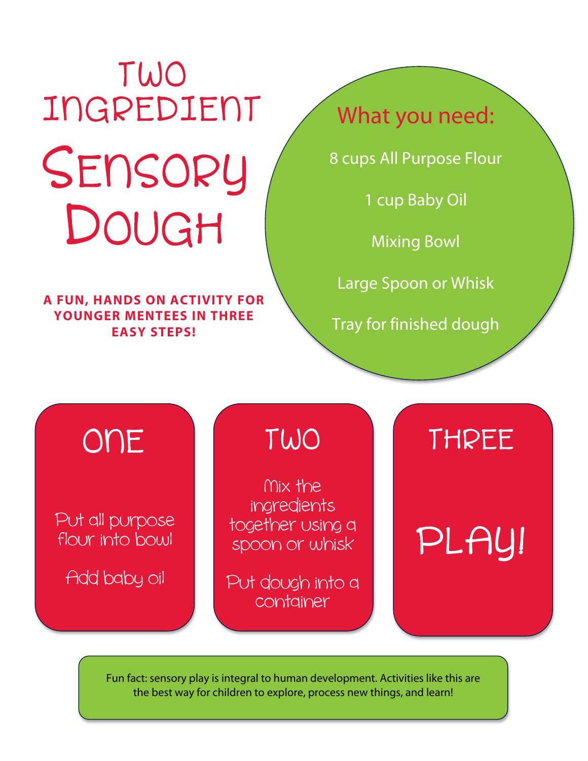# TWO INGREDIENT SENSORY DOUGH

**A FUN, HANDS ON ACTIVITY FOR YOUNGER MENTEES IN THREE EASY STEPS!**

## What you need:

8 cups All Purpose Flour

1 cup Baby Oil

Mixing Bowl

Large Spoon or Whisk

Tray for finished dough

## ONE

Put all purpose flour into bowl

Add baby oil

## TWO

Mix the ingredients together using a spoon or whisk

Put dough into a container

## THREE

PLAY!

Fun fact: sensory play is integral to human development. Activities like this are the best way for children to explore, process new things, and learn!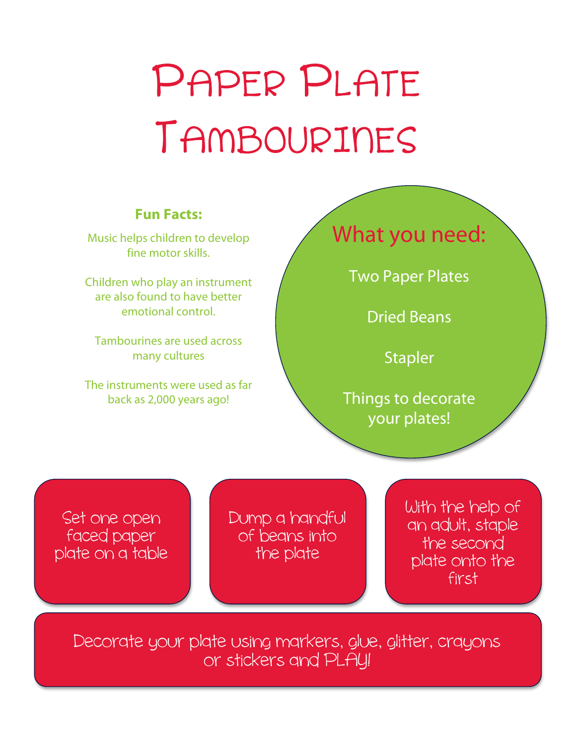# Paper Plate Tambourines

**Fun Facts:**

Music helps children to develop fine motor skills.

Children who play an instrument are also found to have better emotional control.

Tambourines are used across many cultures

The instruments were used as far back as 2,000 years ago!

## What you need:

Two Paper Plates

Dried Beans

Stapler

Things to decorate your plates!

Set one open faced paper plate on a table

Dump a handful of beans into the plate

With the help of an adult, staple the second plate onto the first

Decorate your plate using markers, glue, glitter, crayons or stickers and PLAY!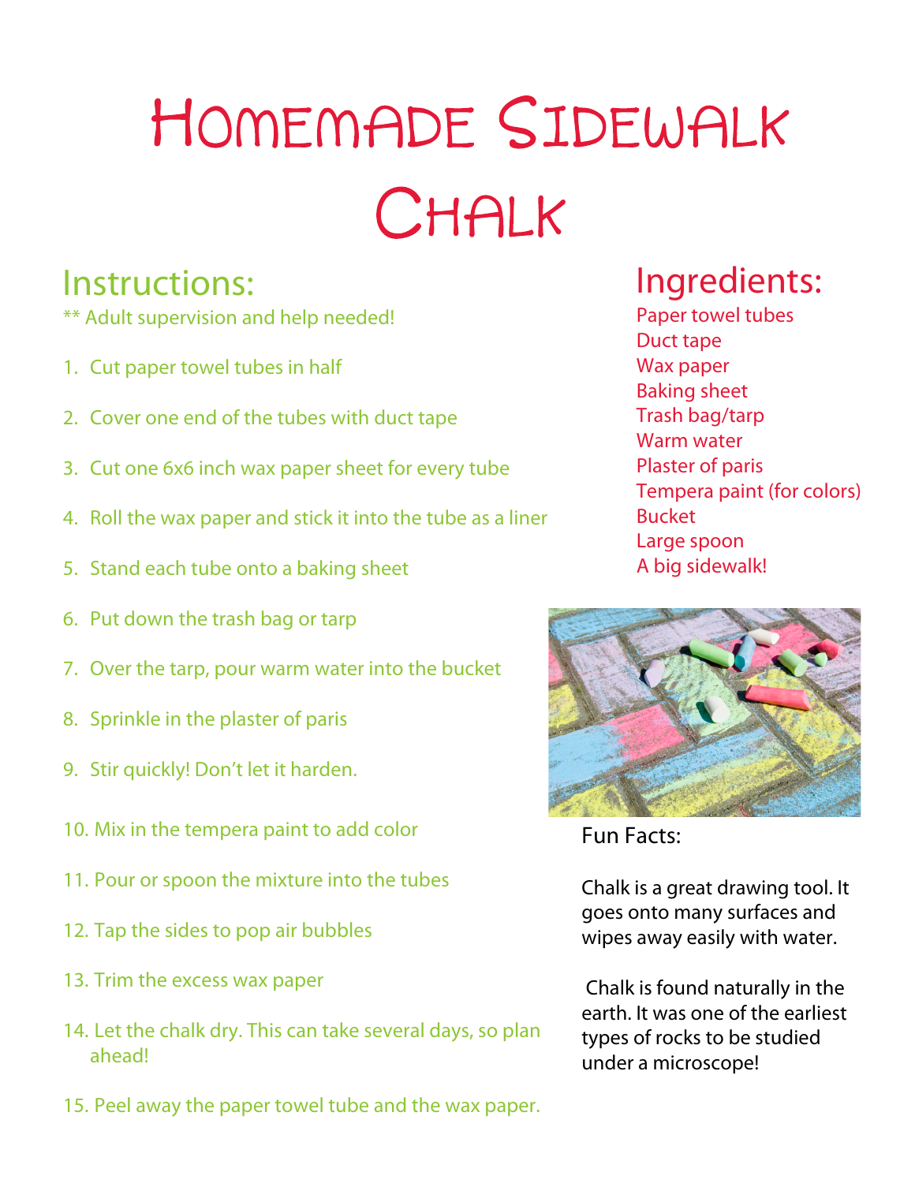# Homemade Sidewalk Chalk

## Instructions:

** Adult supervision and help needed!

1. Cut paper towel tubes in half
2. Cover one end of the tubes with duct tape
3. Cut one 6x6 inch wax paper sheet for every tube
4. Roll the wax paper and stick it into the tube as a liner
5. Stand each tube onto a baking sheet
6. Put down the trash bag or tarp
7. Over the tarp, pour warm water into the bucket
8. Sprinkle in the plaster of paris
9. Stir quickly! Don't let it harden.
10. Mix in the tempera paint to add color
11. Pour or spoon the mixture into the tubes
12. Tap the sides to pop air bubbles
13. Trim the excess wax paper
14. Let the chalk dry. This can take several days, so plan ahead!
15. Peel away the paper towel tube and the wax paper.

## Ingredients:

Paper towel tubes
Duct tape
Wax paper
Baking sheet
Trash bag/tarp
Warm water
Plaster of paris
Tempera paint (for colors)
Bucket
Large spoon
A big sidewalk!

Fun Facts:

Chalk is a great drawing tool. It goes onto many surfaces and wipes away easily with water.

Chalk is found naturally in the earth. It was one of the earliest types of rocks to be studied under a microscope!